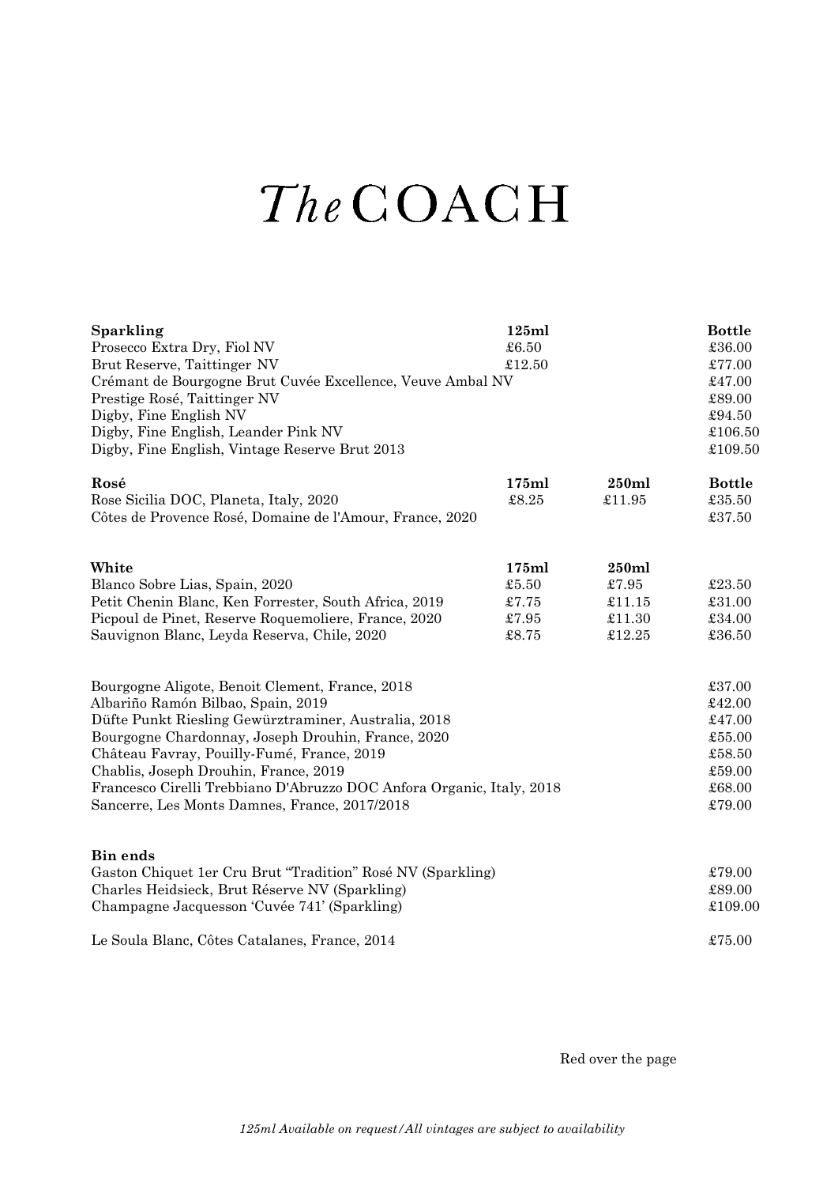# *The* COACH

| Sparkling | 125ml | | Bottle |
|---|---|---|---|
| Prosecco Extra Dry, Fiol NV | £6.50 | | £36.00 |
| Brut Reserve, Taittinger NV | £12.50 | | £77.00 |
| Crémant de Bourgogne Brut Cuvée Excellence, Veuve Ambal NV | | | £47.00 |
| Prestige Rosé, Taittinger NV | | | £89.00 |
| Digby, Fine English NV | | | £94.50 |
| Digby, Fine English, Leander Pink NV | | | £106.50 |
| Digby, Fine English, Vintage Reserve Brut 2013 | | | £109.50 |

| Rosé | 175ml | 250ml | Bottle |
|---|---|---|---|
| Rose Sicilia DOC, Planeta, Italy, 2020 | £8.25 | £11.95 | £35.50 |
| Côtes de Provence Rosé, Domaine de l'Amour, France, 2020 | | | £37.50 |

| White | 175ml | 250ml | |
|---|---|---|---|
| Blanco Sobre Lias, Spain, 2020 | £5.50 | £7.95 | £23.50 |
| Petit Chenin Blanc, Ken Forrester, South Africa, 2019 | £7.75 | £11.15 | £31.00 |
| Picpoul de Pinet, Reserve Roquemoliere, France, 2020 | £7.95 | £11.30 | £34.00 |
| Sauvignon Blanc, Leyda Reserva, Chile, 2020 | £8.75 | £12.25 | £36.50 |

| | |
|---|---|
| Bourgogne Aligote, Benoit Clement, France, 2018 | £37.00 |
| Albariño Ramón Bilbao, Spain, 2019 | £42.00 |
| Düfte Punkt Riesling Gewürztraminer, Australia, 2018 | £47.00 |
| Bourgogne Chardonnay, Joseph Drouhin, France, 2020 | £55.00 |
| Château Favray, Pouilly-Fumé, France, 2019 | £58.50 |
| Chablis, Joseph Drouhin, France, 2019 | £59.00 |
| Francesco Cirelli Trebbiano D'Abruzzo DOC Anfora Organic, Italy, 2018 | £68.00 |
| Sancerre, Les Monts Damnes, France, 2017/2018 | £79.00 |

| Bin ends | |
|---|---|
| Gaston Chiquet 1er Cru Brut "Tradition" Rosé NV (Sparkling) | £79.00 |
| Charles Heidsieck, Brut Réserve NV (Sparkling) | £89.00 |
| Champagne Jacquesson 'Cuvée 741' (Sparkling) | £109.00 |
| Le Soula Blanc, Côtes Catalanes, France, 2014 | £75.00 |

Red over the page

*125ml Available on request/All vintages are subject to availability*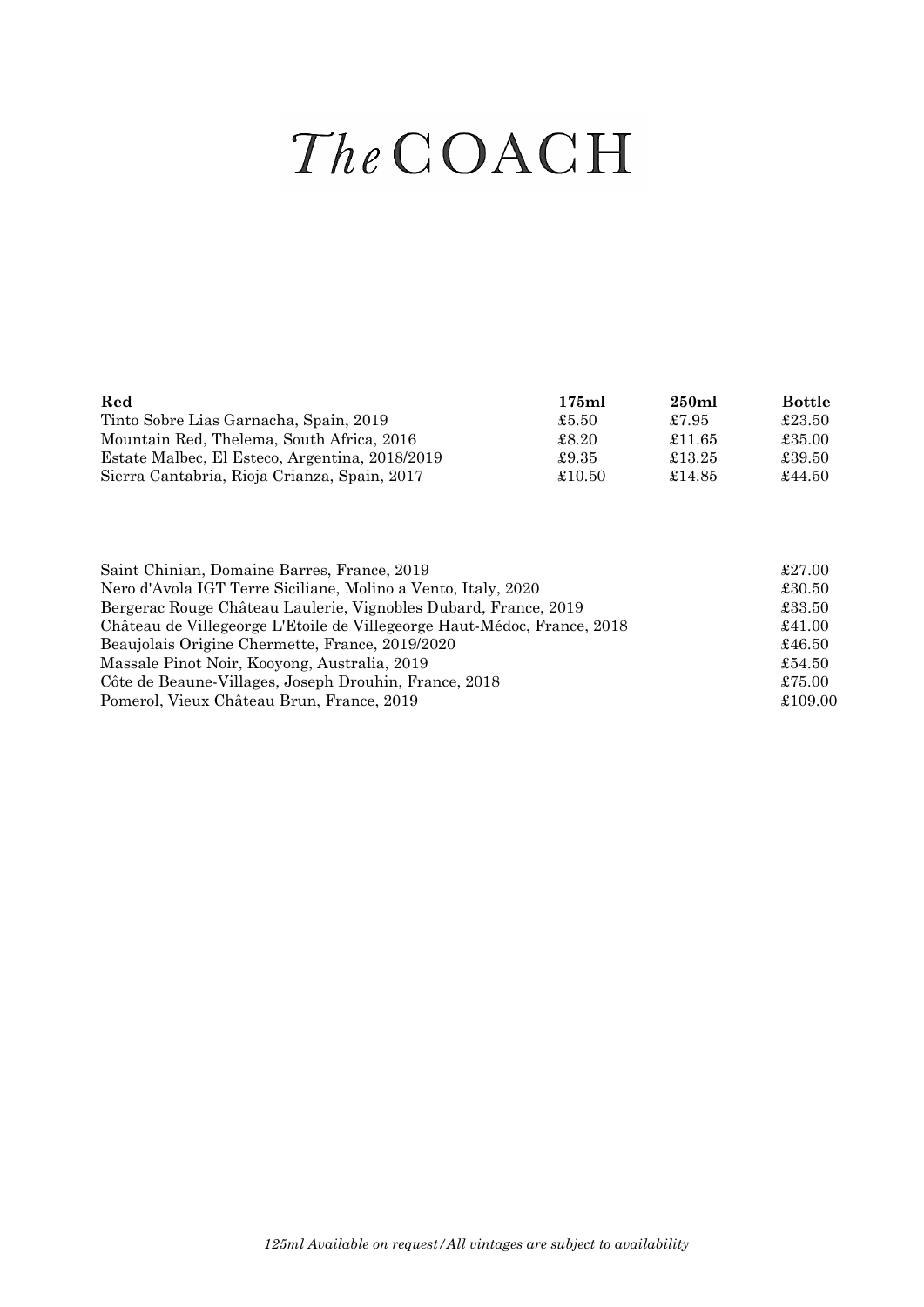# *The* COACH

| Red | 175ml | 250ml | Bottle |
|---|---|---|---|
| Tinto Sobre Lias Garnacha, Spain, 2019 | £5.50 | £7.95 | £23.50 |
| Mountain Red, Thelema, South Africa, 2016 | £8.20 | £11.65 | £35.00 |
| Estate Malbec, El Esteco, Argentina, 2018/2019 | £9.35 | £13.25 | £39.50 |
| Sierra Cantabria, Rioja Crianza, Spain, 2017 | £10.50 | £14.85 | £44.50 |

| | |
|---|---|
| Saint Chinian, Domaine Barres, France, 2019 | £27.00 |
| Nero d'Avola IGT Terre Siciliane, Molino a Vento, Italy, 2020 | £30.50 |
| Bergerac Rouge Château Laulerie, Vignobles Dubard, France, 2019 | £33.50 |
| Château de Villegeorge L'Etoile de Villegeorge Haut-Médoc, France, 2018 | £41.00 |
| Beaujolais Origine Chermette, France, 2019/2020 | £46.50 |
| Massale Pinot Noir, Kooyong, Australia, 2019 | £54.50 |
| Côte de Beaune-Villages, Joseph Drouhin, France, 2018 | £75.00 |
| Pomerol, Vieux Château Brun, France, 2019 | £109.00 |

*125ml Available on request/All vintages are subject to availability*